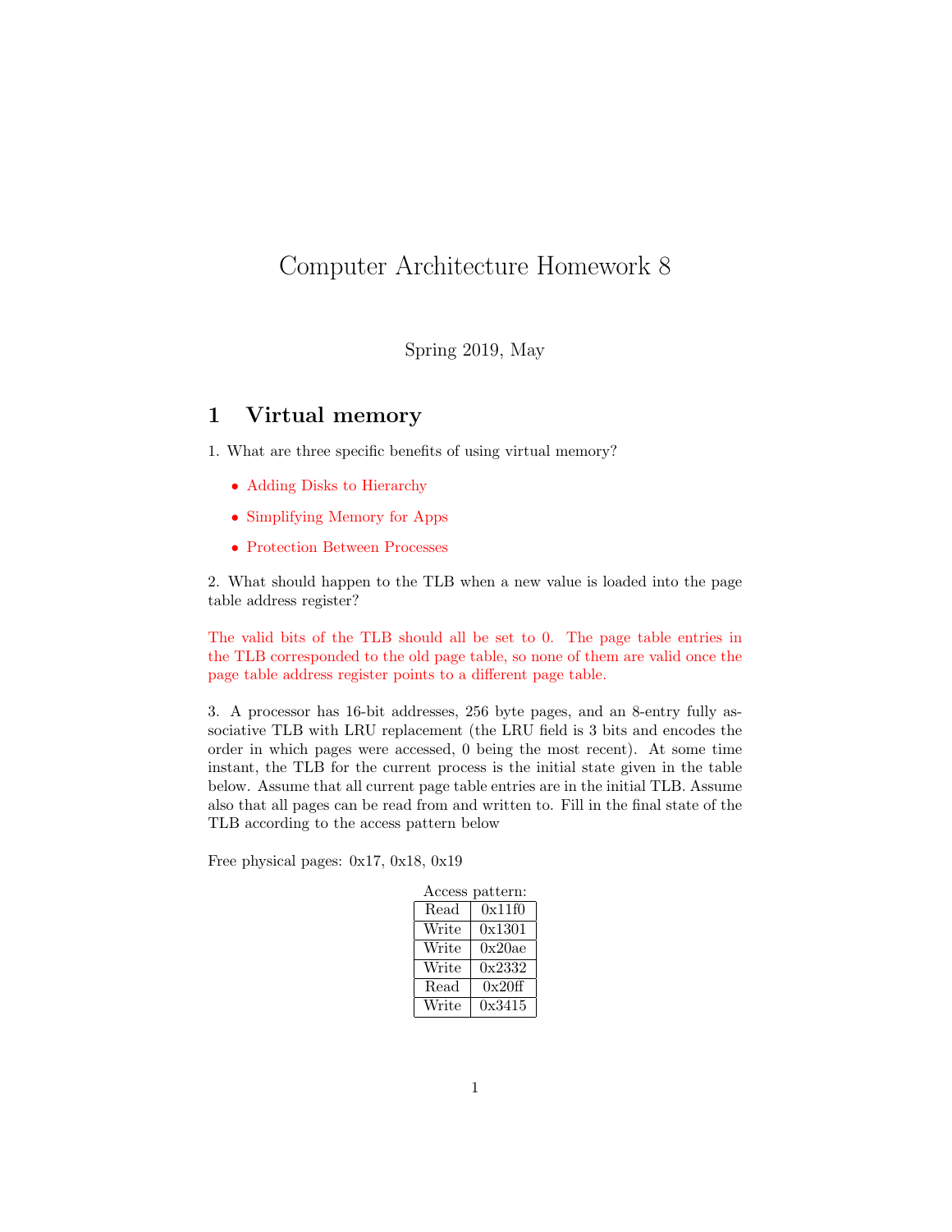# Computer Architecture Homework 8

Spring 2019, May

## 1 Virtual memory

1. What are three specific benefits of using virtual memory?

- Adding Disks to Hierarchy
- Simplifying Memory for Apps
- Protection Between Processes

2. What should happen to the TLB when a new value is loaded into the page table address register?

The valid bits of the TLB should all be set to 0. The page table entries in the TLB corresponded to the old page table, so none of them are valid once the page table address register points to a different page table.

3. A processor has 16-bit addresses, 256 byte pages, and an 8-entry fully associative TLB with LRU replacement (the LRU field is 3 bits and encodes the order in which pages were accessed, 0 being the most recent). At some time instant, the TLB for the current process is the initial state given in the table below. Assume that all current page table entries are in the initial TLB. Assume also that all pages can be read from and written to. Fill in the final state of the TLB according to the access pattern below

Free physical pages: 0x17, 0x18, 0x19

Access pattern:

| | |
|---|---|
| Read | 0x11f0 |
| Write | 0x1301 |
| Write | 0x20ae |
| Write | 0x2332 |
| Read | 0x20ff |
| Write | 0x3415 |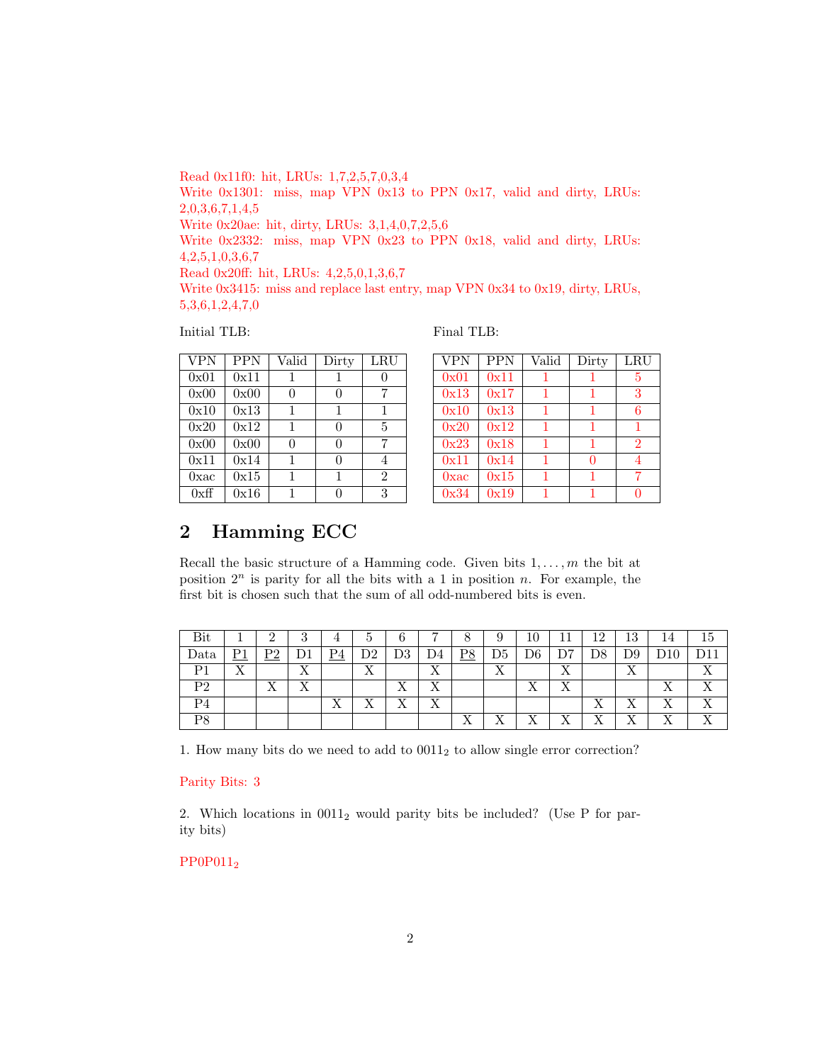Read 0x11f0: hit, LRUs: 1,7,2,5,7,0,3,4
Write 0x1301: miss, map VPN 0x13 to PPN 0x17, valid and dirty, LRUs: 2,0,3,6,7,1,4,5
Write 0x20ae: hit, dirty, LRUs: 3,1,4,0,7,2,5,6
Write 0x2332: miss, map VPN 0x23 to PPN 0x18, valid and dirty, LRUs: 4,2,5,1,0,3,6,7
Read 0x20ff: hit, LRUs: 4,2,5,0,1,3,6,7
Write 0x3415: miss and replace last entry, map VPN 0x34 to 0x19, dirty, LRUs, 5,3,6,1,2,4,7,0

Initial TLB:

| VPN | PPN | Valid | Dirty | LRU |
|---|---|---|---|---|
| 0x01 | 0x11 | 1 | 1 | 0 |
| 0x00 | 0x00 | 0 | 0 | 7 |
| 0x10 | 0x13 | 1 | 1 | 1 |
| 0x20 | 0x12 | 1 | 0 | 5 |
| 0x00 | 0x00 | 0 | 0 | 7 |
| 0x11 | 0x14 | 1 | 0 | 4 |
| 0xac | 0x15 | 1 | 1 | 2 |
| 0xff | 0x16 | 1 | 0 | 3 |

Final TLB:

| VPN | PPN | Valid | Dirty | LRU |
|---|---|---|---|---|
| 0x01 | 0x11 | 1 | 1 | 5 |
| 0x13 | 0x17 | 1 | 1 | 3 |
| 0x10 | 0x13 | 1 | 1 | 6 |
| 0x20 | 0x12 | 1 | 1 | 1 |
| 0x23 | 0x18 | 1 | 1 | 2 |
| 0x11 | 0x14 | 1 | 0 | 4 |
| 0xac | 0x15 | 1 | 1 | 7 |
| 0x34 | 0x19 | 1 | 1 | 0 |

## 2 Hamming ECC

Recall the basic structure of a Hamming code. Given bits $1, \ldots, m$ the bit at position $2^n$ is parity for all the bits with a 1 in position $n$. For example, the first bit is chosen such that the sum of all odd-numbered bits is even.

| Bit | 1 | 2 | 3 | 4 | 5 | 6 | 7 | 8 | 9 | 10 | 11 | 12 | 13 | 14 | 15 |
|---|---|---|---|---|---|---|---|---|---|---|---|---|---|---|---|
| Data | P1 | P2 | D1 | P4 | D2 | D3 | D4 | P8 | D5 | D6 | D7 | D8 | D9 | D10 | D11 |
| P1 | X | | X | | X | | X | | X | | X | | X | | X |
| P2 | | X | X | | | X | X | | | X | X | | | X | X |
| P4 | | | | X | X | X | X | | | | | X | X | X | X |
| P8 | | | | | | | | X | X | X | X | X | X | X | X |

1. How many bits do we need to add to $0011_2$ to allow single error correction?

Parity Bits: 3

2. Which locations in $0011_2$ would parity bits be included? (Use P for parity bits)

$PP0P011_2$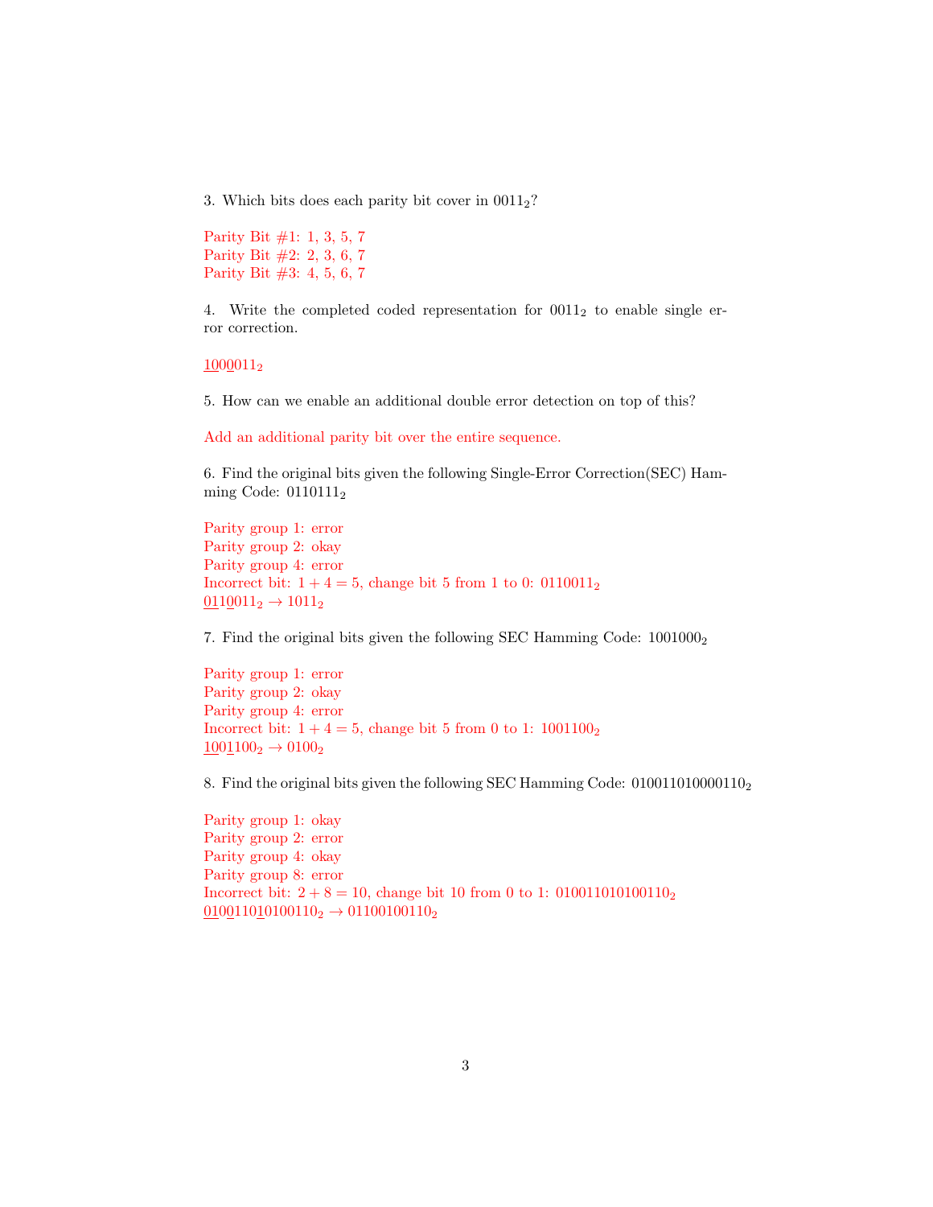3. Which bits does each parity bit cover in $0011_2$?

Parity Bit #1: 1, 3, 5, 7
Parity Bit #2: 2, 3, 6, 7
Parity Bit #3: 4, 5, 6, 7

4. Write the completed coded representation for $0011_2$ to enable single error correction.

$\underline{1}\underline{0}0\underline{0}011_2$

5. How can we enable an additional double error detection on top of this?

Add an additional parity bit over the entire sequence.

6. Find the original bits given the following Single-Error Correction(SEC) Hamming Code: $0110111_2$

Parity group 1: error
Parity group 2: okay
Parity group 4: error
Incorrect bit: $1 + 4 = 5$, change bit 5 from 1 to 0: $0110011_2$
$\underline{0}\underline{1}1\underline{0}011_2 \rightarrow 1011_2$

7. Find the original bits given the following SEC Hamming Code: $1001000_2$

Parity group 1: error
Parity group 2: okay
Parity group 4: error
Incorrect bit: $1 + 4 = 5$, change bit 5 from 0 to 1: $1001100_2$
$\underline{1}\underline{0}0\underline{1}100_2 \rightarrow 0100_2$

8. Find the original bits given the following SEC Hamming Code: $010011010000110_2$

Parity group 1: okay
Parity group 2: error
Parity group 4: okay
Parity group 8: error
Incorrect bit: $2 + 8 = 10$, change bit 10 from 0 to 1: $010011010100110_2$
$\underline{0}\underline{1}0\underline{0}110\underline{1}0100110_2 \rightarrow 01100100110_2$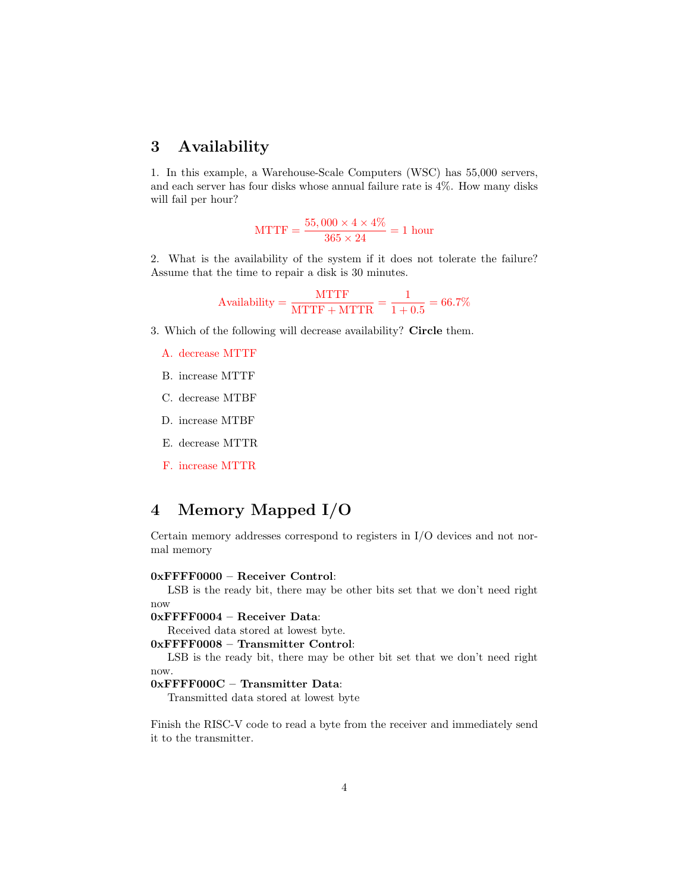## 3 Availability

1. In this example, a Warehouse-Scale Computers (WSC) has 55,000 servers, and each server has four disks whose annual failure rate is 4%. How many disks will fail per hour?

$$\text{MTTF} = \frac{55,000 \times 4 \times 4\%}{365 \times 24} = 1 \text{ hour}$$

2. What is the availability of the system if it does not tolerate the failure? Assume that the time to repair a disk is 30 minutes.

$$\text{Availability} = \frac{\text{MTTF}}{\text{MTTF} + \text{MTTR}} = \frac{1}{1 + 0.5} = 66.7\%$$

3. Which of the following will decrease availability? **Circle** them.

A. decrease MTTF

B. increase MTTF

C. decrease MTBF

D. increase MTBF

E. decrease MTTR

F. increase MTTR

## 4 Memory Mapped I/O

Certain memory addresses correspond to registers in I/O devices and not normal memory

**0xFFFF0000 – Receiver Control**:
LSB is the ready bit, there may be other bits set that we don't need right now

**0xFFFF0004 – Receiver Data**:
Received data stored at lowest byte.

**0xFFFF0008 – Transmitter Control**:
LSB is the ready bit, there may be other bit set that we don't need right now.

**0xFFFF000C – Transmitter Data**:
Transmitted data stored at lowest byte

Finish the RISC-V code to read a byte from the receiver and immediately send it to the transmitter.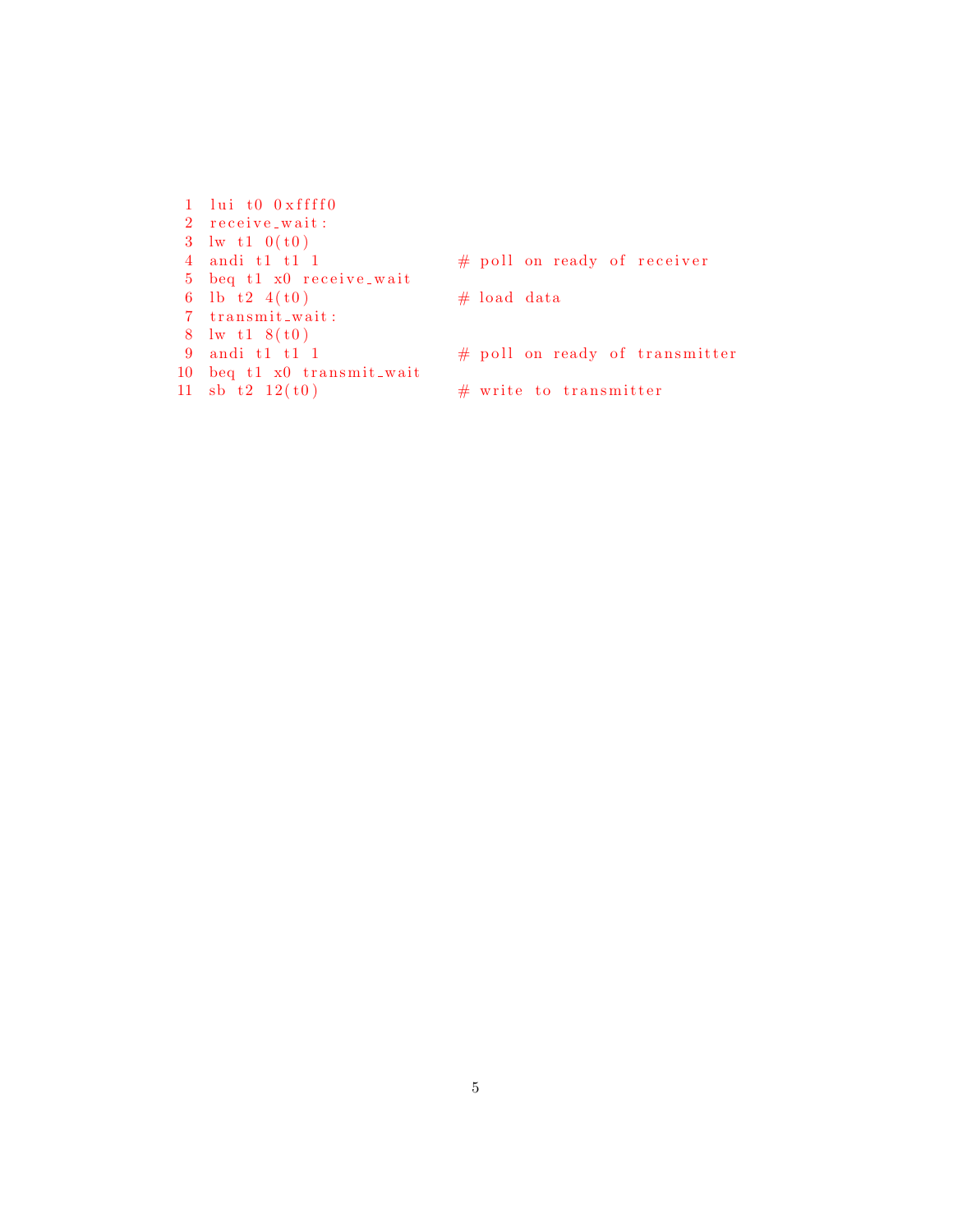```
1  lui t0 0xffff0
2  receive_wait:
3  lw t1 0(t0)
4  andi t1 t1 1              # poll on ready of receiver
5  beq t1 x0 receive_wait
6  lb t2 4(t0)               # load data
7  transmit_wait:
8  lw t1 8(t0)
9  andi t1 t1 1              # poll on ready of transmitter
10 beq t1 x0 transmit_wait
11 sb t2 12(t0)              # write to transmitter
```